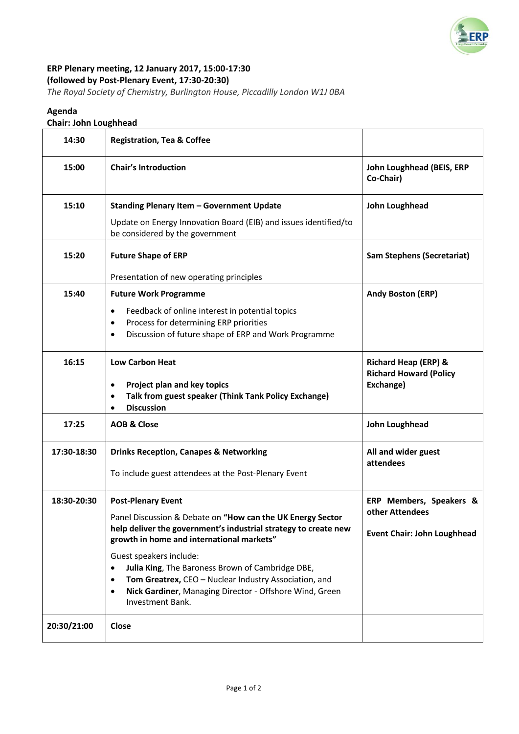**ERP Plenary meeting, 12 January 2017, 15:00-17:30**
**(followed by Post-Plenary Event, 17:30-20:30)**
*The Royal Society of Chemistry, Burlington House, Piccadilly London W1J 0BA*

**Agenda**
**Chair: John Loughhead**

| | | |
|---|---|---|
| **14:30** | **Registration, Tea & Coffee** | |
| **15:00** | **Chair's Introduction** | **John Loughhead (BEIS, ERP Co-Chair)** |
| **15:10** | **Standing Plenary Item – Government Update**<br>Update on Energy Innovation Board (EIB) and issues identified/to be considered by the government | **John Loughhead** |
| **15:20** | **Future Shape of ERP**<br>Presentation of new operating principles | **Sam Stephens (Secretariat)** |
| **15:40** | **Future Work Programme**<br>• Feedback of online interest in potential topics<br>• Process for determining ERP priorities<br>• Discussion of future shape of ERP and Work Programme | **Andy Boston (ERP)** |
| **16:15** | **Low Carbon Heat**<br>• **Project plan and key topics**<br>• **Talk from guest speaker (Think Tank Policy Exchange)**<br>• **Discussion** | **Richard Heap (ERP) & Richard Howard (Policy Exchange)** |
| **17:25** | **AOB & Close** | **John Loughhead** |
| **17:30-18:30** | **Drinks Reception, Canapes & Networking**<br>To include guest attendees at the Post-Plenary Event | **All and wider guest attendees** |
| **18:30-20:30** | **Post-Plenary Event**<br>Panel Discussion & Debate on **"How can the UK Energy Sector help deliver the government's industrial strategy to create new growth in home and international markets"**<br>Guest speakers include:<br>• **Julia King**, The Baroness Brown of Cambridge DBE,<br>• **Tom Greatrex,** CEO – Nuclear Industry Association, and<br>• **Nick Gardiner**, Managing Director - Offshore Wind, Green Investment Bank. | **ERP Members, Speakers & other Attendees**<br>**Event Chair: John Loughhead** |
| **20:30/21:00** | **Close** | |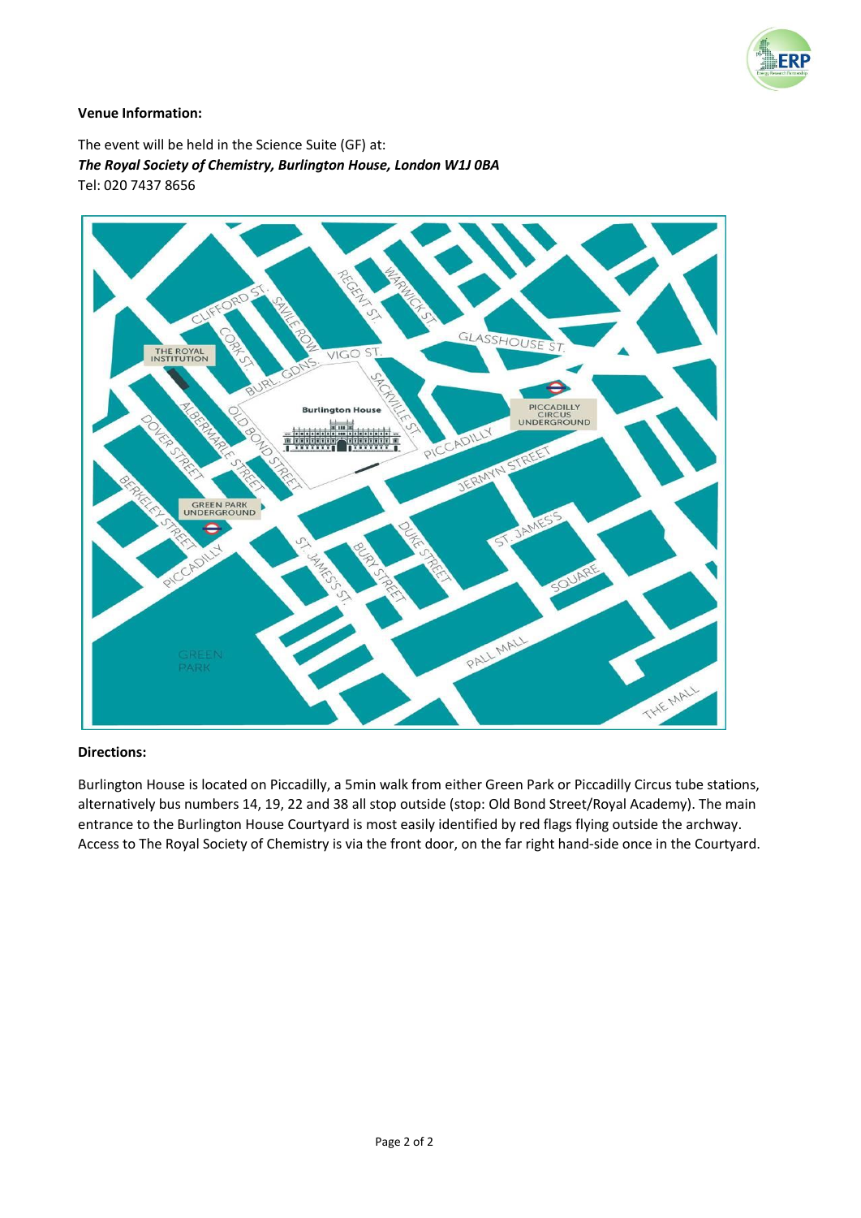**Venue Information:**

The event will be held in the Science Suite (GF) at:
***The Royal Society of Chemistry, Burlington House, London W1J 0BA***
Tel: 020 7437 8656

**Directions:**

Burlington House is located on Piccadilly, a 5min walk from either Green Park or Piccadilly Circus tube stations, alternatively bus numbers 14, 19, 22 and 38 all stop outside (stop: Old Bond Street/Royal Academy). The main entrance to the Burlington House Courtyard is most easily identified by red flags flying outside the archway. Access to The Royal Society of Chemistry is via the front door, on the far right hand-side once in the Courtyard.